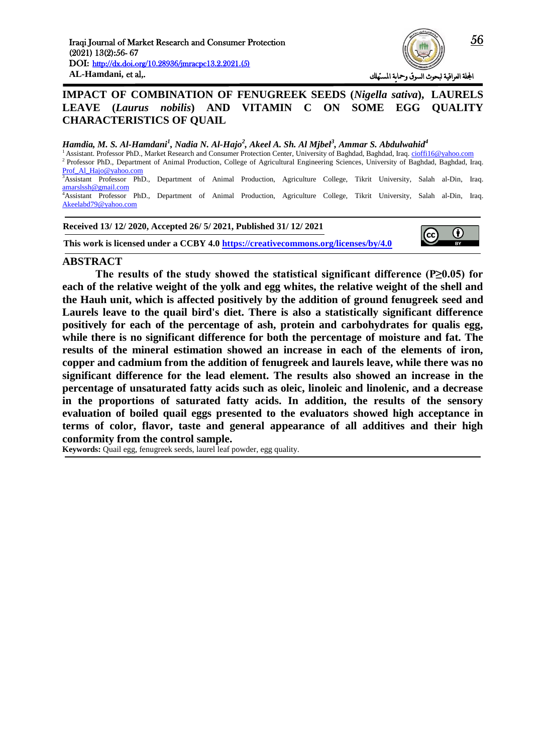# IMPACT OF COMBINATION OF FENUGREEK SEEDS (*Nigella sativa*), LAURELS LEAVE (*Laurus nobilis*) AND VITAMIN C ON SOME EGG QUALITY CHARACTERISTICS OF QUAIL

***Hamdia, M. S. Al-Hamdani*[1], *Nadia N. Al-Hajo*[2], *Akeel A. Sh. Al Mjbel*[3], *Ammar S. Abdulwahid*[4]**

[1] Assistant. Professor PhD., Market Research and Consumer Protection Center, University of Baghdad, Baghdad, Iraq. cioffi16@yahoo.com

[2] Professor PhD., Department of Animal Production, College of Agricultural Engineering Sciences, University of Baghdad, Baghdad, Iraq. Prof_Al_Hajo@yahoo.com

[3] Assistant Professor PhD., Department of Animal Production, Agriculture College, Tikrit University, Salah al-Din, Iraq. amarslssh@gmail.com

[4] Assistant Professor PhD., Department of Animal Production, Agriculture College, Tikrit University, Salah al-Din, Iraq. Akeelabd79@yahoo.com

**Received 13/ 12/ 2020, Accepted 26/ 5/ 2021, Published 31/ 12/ 2021**

**This work is licensed under a CCBY 4.0 https://creativecommons.org/licenses/by/4.0**

## ABSTRACT

**The results of the study showed the statistical significant difference ($P \geq 0.05$) for each of the relative weight of the yolk and egg whites, the relative weight of the shell and the Hauh unit, which is affected positively by the addition of ground fenugreek seed and Laurels leave to the quail bird's diet. There is also a statistically significant difference positively for each of the percentage of ash, protein and carbohydrates for qualis egg, while there is no significant difference for both the percentage of moisture and fat. The results of the mineral estimation showed an increase in each of the elements of iron, copper and cadmium from the addition of fenugreek and laurels leave, while there was no significant difference for the lead element. The results also showed an increase in the percentage of unsaturated fatty acids such as oleic, linoleic and linolenic, and a decrease in the proportions of saturated fatty acids. In addition, the results of the sensory evaluation of boiled quail eggs presented to the evaluators showed high acceptance in terms of color, flavor, taste and general appearance of all additives and their high conformity from the control sample.**

**Keywords:** Quail egg, fenugreek seeds, laurel leaf powder, egg quality.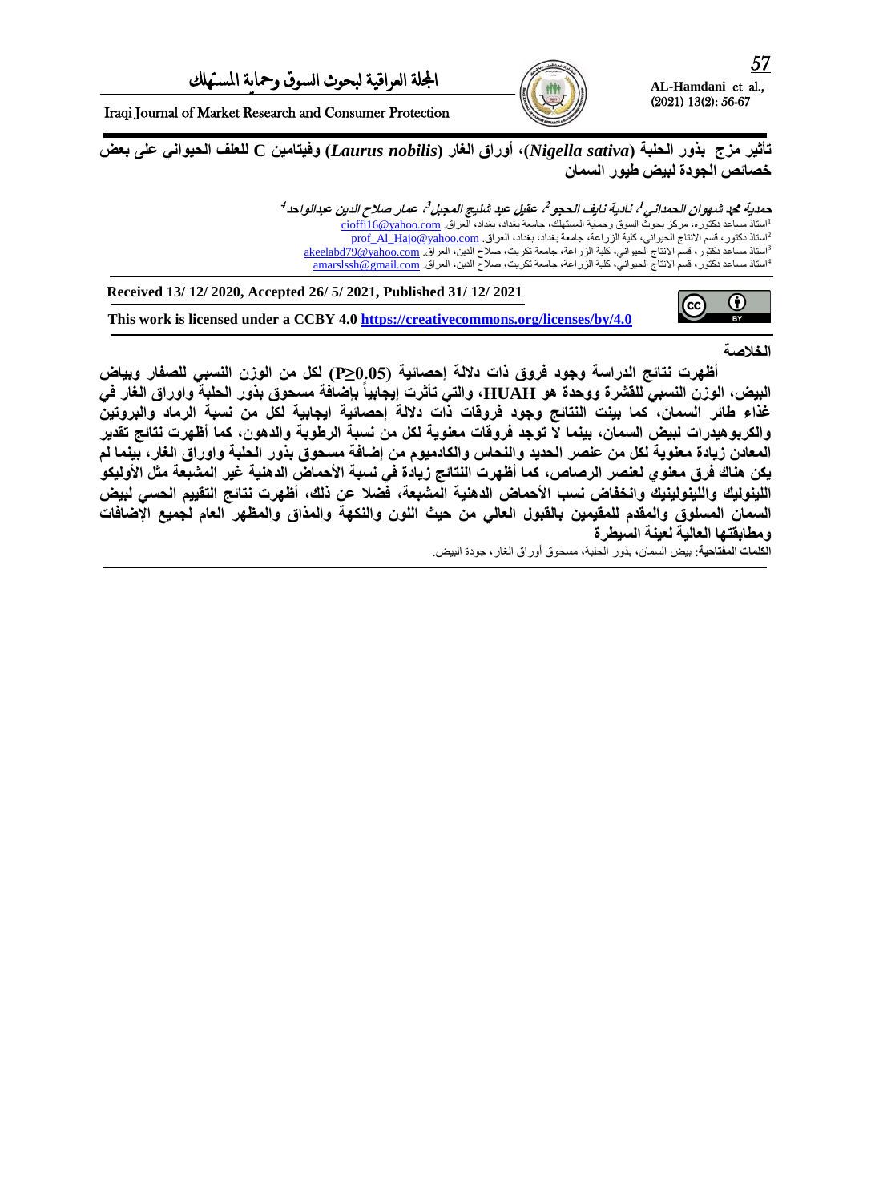# تأثير مزج بذور الحلبة (*Nigella sativa*)، أوراق الغار (*Laurus nobilis*) وفيتامين C للعلف الحيواني على بعض خصائص الجودة لبيض طيور السمان

***حمدية محمد شهوان الحمداني***[1]**، *نادية نايف الحجو***[2]**، *عقيل عبد شليج المجبل***[3]**، *عمار صلاح الدين عبدالواحد***[4]

[1]استاذ مساعد دكتوره، مركز بحوث السوق وحماية المستهلك، جامعة بغداد، بغداد، العراق. cioffi16@yahoo.com

[2]استاذ دكتور، قسم الانتاج الحيواني، كلية الزراعة، جامعة بغداد، بغداد، العراق. prof_Al_Hajo@yahoo.com

[3]استاذ مساعد دكتور، قسم الانتاج الحيواني، كلية الزراعة، جامعة تكريت، صلاح الدين، العراق. akeelabd79@yahoo.com

[4]استاذ مساعد دكتور، قسم الانتاج الحيواني، كلية الزراعة، جامعة تكريت، صلاح الدين، العراق. amarslssh@gmail.com

**Received 13/ 12/ 2020, Accepted 26/ 5/ 2021, Published 31/ 12/ 2021**

**This work is licensed under a CCBY 4.0 https://creativecommons.org/licenses/by/4.0**

## الخلاصة

**أظهرت نتائج الدراسة وجود فروق ذات دلالة إحصائية ($P\geq0.05$) لكل من الوزن النسبي للصفار وبياض البيض، الوزن النسبي للقشرة ووحدة هو HUAH، والتي تأثرت إيجابياً بإضافة مسحوق بذور الحلبة واوراق الغار في غذاء طائر السمان، كما بينت النتائج وجود فروقات ذات دلالة إحصائية ايجابية لكل من نسبة الرماد والبروتين والكربوهيدرات لبيض السمان، بينما لا توجد فروقات معنوية لكل من نسبة الرطوبة والدهون، كما أظهرت نتائج تقدير المعادن زيادة معنوية لكل من عنصر الحديد والنحاس والكادميوم من إضافة مسحوق بذور الحلبة واوراق الغار، بينما لم يكن هناك فرق معنوي لعنصر الرصاص، كما أظهرت النتائج زيادة في نسبة الأحماض الدهنية غير المشبعة مثل الأوليكو اللينوليك واللينولينيك وانخفاض نسب الأحماض الدهنية المشبعة، فضلا عن ذلك، أظهرت نتائج التقييم الحسي لبيض السمان المسلوق والمقدم للمقيمين بالقبول العالي من حيث اللون والنكهة والمذاق والمظهر العام لجميع الإضافات ومطابقتها العالية لعينة السيطرة**

**الكلمات المفتاحية:** بيض السمان، بذور الحلبة، مسحوق أوراق الغار، جودة البيض.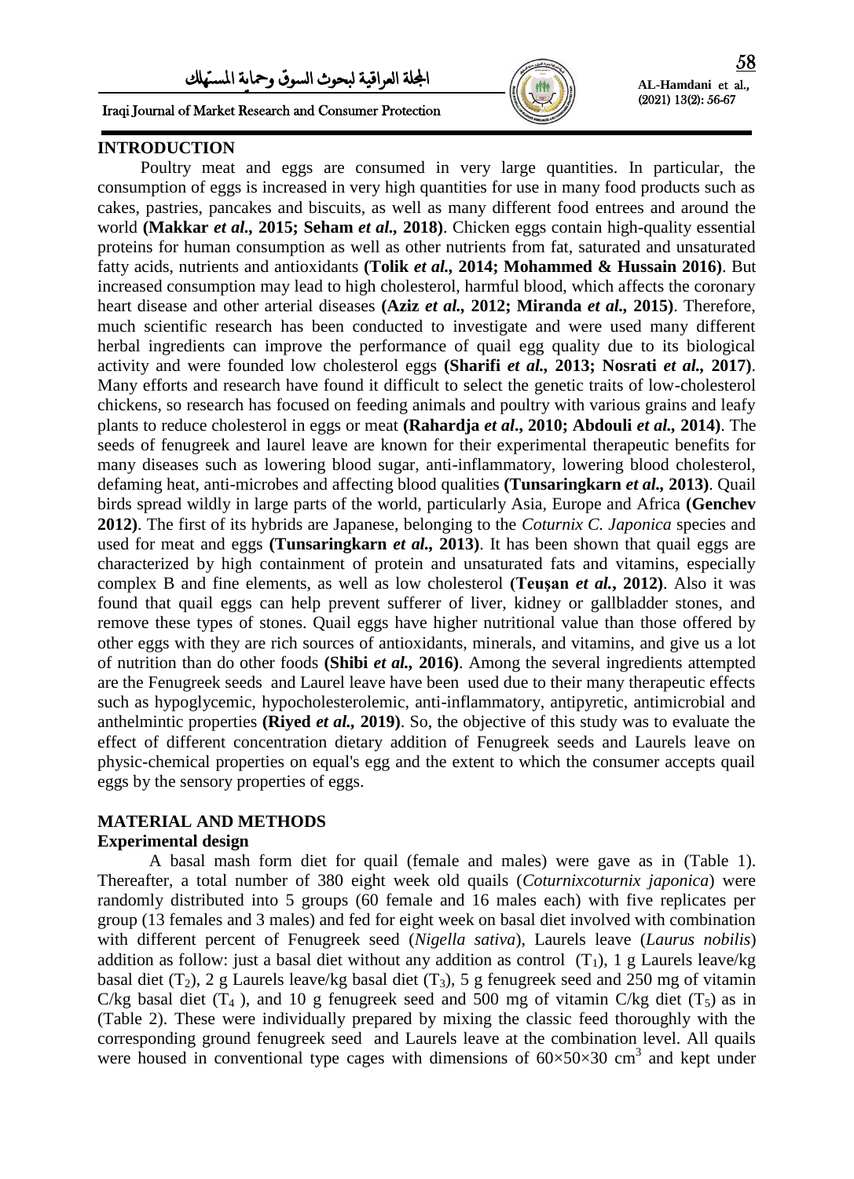## INTRODUCTION

Poultry meat and eggs are consumed in very large quantities. In particular, the consumption of eggs is increased in very high quantities for use in many food products such as cakes, pastries, pancakes and biscuits, as well as many different food entrees and around the world **(Makkar *et al.,* 2015; Seham *et al.,* 2018)**. Chicken eggs contain high-quality essential proteins for human consumption as well as other nutrients from fat, saturated and unsaturated fatty acids, nutrients and antioxidants **(Tolik *et al.,* 2014; Mohammed & Hussain 2016)**. But increased consumption may lead to high cholesterol, harmful blood, which affects the coronary heart disease and other arterial diseases **(Aziz *et al.,* 2012; Miranda *et al.,* 2015)**. Therefore, much scientific research has been conducted to investigate and were used many different herbal ingredients can improve the performance of quail egg quality due to its biological activity and were founded low cholesterol eggs **(Sharifi *et al.,* 2013; Nosrati *et al.,* 2017)**. Many efforts and research have found it difficult to select the genetic traits of low-cholesterol chickens, so research has focused on feeding animals and poultry with various grains and leafy plants to reduce cholesterol in eggs or meat **(Rahardja *et al.,* 2010; Abdouli *et al.,* 2014)**. The seeds of fenugreek and laurel leave are known for their experimental therapeutic benefits for many diseases such as lowering blood sugar, anti-inflammatory, lowering blood cholesterol, defaming heat, anti-microbes and affecting blood qualities **(Tunsaringkarn *et al.,* 2013)**. Quail birds spread wildly in large parts of the world, particularly Asia, Europe and Africa **(Genchev 2012)**. The first of its hybrids are Japanese, belonging to the *Coturnix C. Japonica* species and used for meat and eggs **(Tunsaringkarn *et al.,* 2013)**. It has been shown that quail eggs are characterized by high containment of protein and unsaturated fats and vitamins, especially complex B and fine elements, as well as low cholesterol **(Teuşan *et al.*, 2012)**. Also it was found that quail eggs can help prevent sufferer of liver, kidney or gallbladder stones, and remove these types of stones. Quail eggs have higher nutritional value than those offered by other eggs with they are rich sources of antioxidants, minerals, and vitamins, and give us a lot of nutrition than do other foods **(Shibi *et al.,* 2016)**. Among the several ingredients attempted are the Fenugreek seeds and Laurel leave have been used due to their many therapeutic effects such as hypoglycemic, hypocholesterolemic, anti-inflammatory, antipyretic, antimicrobial and anthelmintic properties **(Riyed *et al.,* 2019)**. So, the objective of this study was to evaluate the effect of different concentration dietary addition of Fenugreek seeds and Laurels leave on physic-chemical properties on equal's egg and the extent to which the consumer accepts quail eggs by the sensory properties of eggs.

## MATERIAL AND METHODS

### Experimental design

A basal mash form diet for quail (female and males) were gave as in (Table 1). Thereafter, a total number of 380 eight week old quails (*Coturnixcoturnix japonica*) were randomly distributed into 5 groups (60 female and 16 males each) with five replicates per group (13 females and 3 males) and fed for eight week on basal diet involved with combination with different percent of Fenugreek seed (*Nigella sativa*), Laurels leave (*Laurus nobilis*) addition as follow: just a basal diet without any addition as control ($T_1$), 1 g Laurels leave/kg basal diet ($T_2$), 2 g Laurels leave/kg basal diet ($T_3$), 5 g fenugreek seed and 250 mg of vitamin C/kg basal diet ($T_4$ ), and 10 g fenugreek seed and 500 mg of vitamin C/kg diet ($T_5$) as in (Table 2). These were individually prepared by mixing the classic feed thoroughly with the corresponding ground fenugreek seed and Laurels leave at the combination level. All quails were housed in conventional type cages with dimensions of $60×50×30$ cm$^3$ and kept under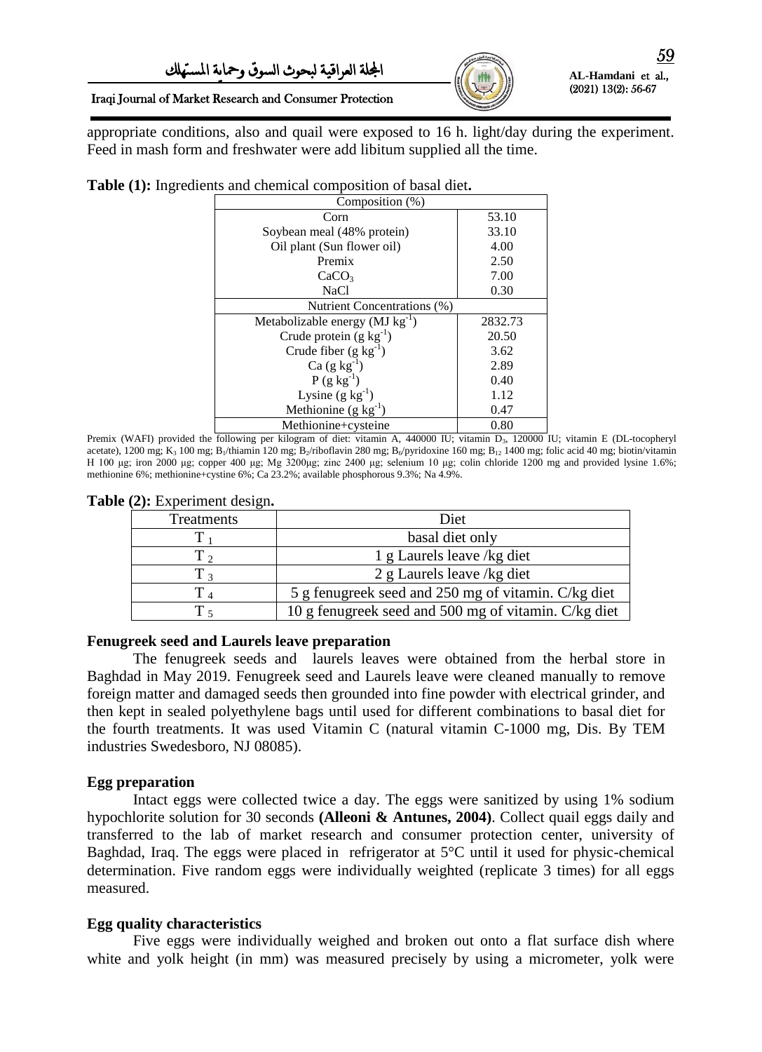appropriate conditions, also and quail were exposed to 16 h. light/day during the experiment. Feed in mash form and freshwater were add libitum supplied all the time.

**Table (1):** Ingredients and chemical composition of basal diet**.**

| Composition (%) | |
|---|---|
| Corn | 53.10 |
| Soybean meal (48% protein) | 33.10 |
| Oil plant (Sun flower oil) | 4.00 |
| Premix | 2.50 |
| $CaCO_3$ | 7.00 |
| NaCl | 0.30 |
| Nutrient Concentrations (%) | |
| Metabolizable energy (MJ $kg^{-1}$) | 2832.73 |
| Crude protein (g $kg^{-1}$) | 20.50 |
| Crude fiber (g $kg^{-1}$) | 3.62 |
| Ca (g $kg^{-1}$) | 2.89 |
| P (g $kg^{-1}$) | 0.40 |
| Lysine (g $kg^{-1}$) | 1.12 |
| Methionine (g $kg^{-1}$) | 0.47 |
| Methionine+cysteine | 0.80 |

Premix (WAFI) provided the following per kilogram of diet: vitamin A, 440000 IU; vitamin $D_3$, 120000 IU; vitamin E (DL-tocopheryl acetate), 1200 mg; $K_3$ 100 mg; $B_1$/thiamin 120 mg; $B_2$/riboflavin 280 mg; $B_6$/pyridoxine 160 mg; $B_{12}$ 1400 mg; folic acid 40 mg; biotin/vitamin H 100 µg; iron 2000 µg; copper 400 µg; Mg 3200µg; zinc 2400 µg; selenium 10 µg; colin chloride 1200 mg and provided lysine 1.6%; methionine 6%; methionine+cystine 6%; Ca 23.2%; available phosphorous 9.3%; Na 4.9%.

**Table (2):** Experiment design**.**

| Treatments | Diet |
|---|---|
| $T_1$ | basal diet only |
| $T_2$ | 1 g Laurels leave /kg diet |
| $T_3$ | 2 g Laurels leave /kg diet |
| $T_4$ | 5 g fenugreek seed and 250 mg of vitamin. C/kg diet |
| $T_5$ | 10 g fenugreek seed and 500 mg of vitamin. C/kg diet |

**Fenugreek seed and Laurels leave preparation**

The fenugreek seeds and laurels leaves were obtained from the herbal store in Baghdad in May 2019. Fenugreek seed and Laurels leave were cleaned manually to remove foreign matter and damaged seeds then grounded into fine powder with electrical grinder, and then kept in sealed polyethylene bags until used for different combinations to basal diet for the fourth treatments. It was used Vitamin C (natural vitamin C-1000 mg, Dis. By TEM industries Swedesboro, NJ 08085).

**Egg preparation**

Intact eggs were collected twice a day. The eggs were sanitized by using 1% sodium hypochlorite solution for 30 seconds **(Alleoni & Antunes, 2004)**. Collect quail eggs daily and transferred to the lab of market research and consumer protection center, university of Baghdad, Iraq. The eggs were placed in refrigerator at 5°C until it used for physic-chemical determination. Five random eggs were individually weighted (replicate 3 times) for all eggs measured.

**Egg quality characteristics**

Five eggs were individually weighed and broken out onto a flat surface dish where white and yolk height (in mm) was measured precisely by using a micrometer, yolk were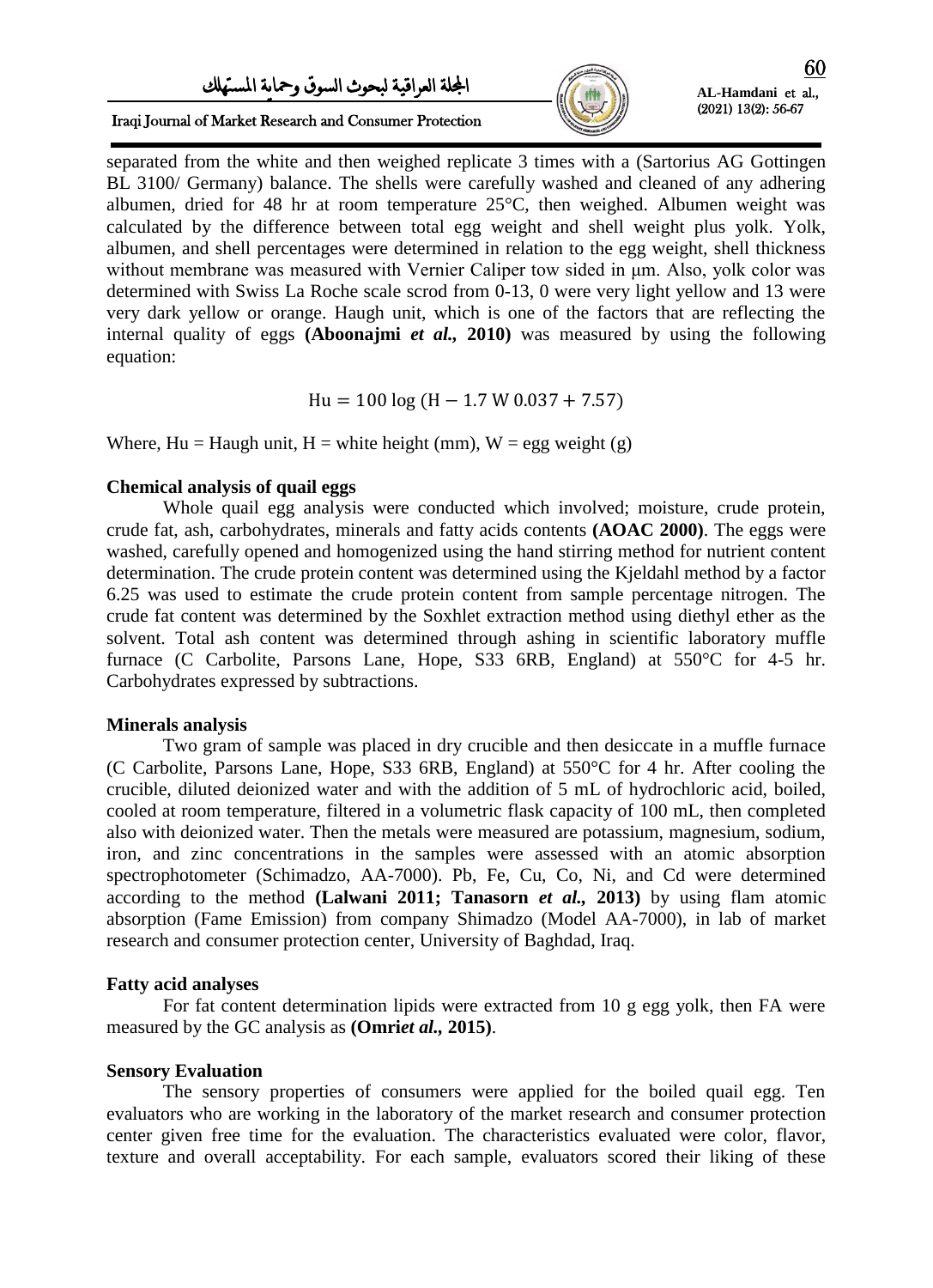separated from the white and then weighed replicate 3 times with a (Sartorius AG Gottingen BL 3100/ Germany) balance. The shells were carefully washed and cleaned of any adhering albumen, dried for 48 hr at room temperature 25°C, then weighed. Albumen weight was calculated by the difference between total egg weight and shell weight plus yolk. Yolk, albumen, and shell percentages were determined in relation to the egg weight, shell thickness without membrane was measured with Vernier Caliper tow sided in μm. Also, yolk color was determined with Swiss La Roche scale scrod from 0-13, 0 were very light yellow and 13 were very dark yellow or orange. Haugh unit, which is one of the factors that are reflecting the internal quality of eggs **(Aboonajmi *et al.*, 2010)** was measured by using the following equation:

$$\mathrm{Hu} = 100 \log (\mathrm{H} - 1.7\ \mathrm{W}\ 0.037 + 7.57)$$

Where, Hu = Haugh unit, H = white height (mm), W = egg weight (g)

### Chemical analysis of quail eggs

Whole quail egg analysis were conducted which involved; moisture, crude protein, crude fat, ash, carbohydrates, minerals and fatty acids contents **(AOAC 2000)**. The eggs were washed, carefully opened and homogenized using the hand stirring method for nutrient content determination. The crude protein content was determined using the Kjeldahl method by a factor 6.25 was used to estimate the crude protein content from sample percentage nitrogen. The crude fat content was determined by the Soxhlet extraction method using diethyl ether as the solvent. Total ash content was determined through ashing in scientific laboratory muffle furnace (C Carbolite, Parsons Lane, Hope, S33 6RB, England) at 550°C for 4-5 hr. Carbohydrates expressed by subtractions.

### Minerals analysis

Two gram of sample was placed in dry crucible and then desiccate in a muffle furnace (C Carbolite, Parsons Lane, Hope, S33 6RB, England) at 550°C for 4 hr. After cooling the crucible, diluted deionized water and with the addition of 5 mL of hydrochloric acid, boiled, cooled at room temperature, filtered in a volumetric flask capacity of 100 mL, then completed also with deionized water. Then the metals were measured are potassium, magnesium, sodium, iron, and zinc concentrations in the samples were assessed with an atomic absorption spectrophotometer (Schimadzo, AA-7000). Pb, Fe, Cu, Co, Ni, and Cd were determined according to the method **(Lalwani 2011; Tanasorn *et al.*, 2013)** by using flam atomic absorption (Fame Emission) from company Shimadzo (Model AA-7000), in lab of market research and consumer protection center, University of Baghdad, Iraq.

### Fatty acid analyses

For fat content determination lipids were extracted from 10 g egg yolk, then FA were measured by the GC analysis as **(Omri*et al.*, 2015)**.

### Sensory Evaluation

The sensory properties of consumers were applied for the boiled quail egg. Ten evaluators who are working in the laboratory of the market research and consumer protection center given free time for the evaluation. The characteristics evaluated were color, flavor, texture and overall acceptability. For each sample, evaluators scored their liking of these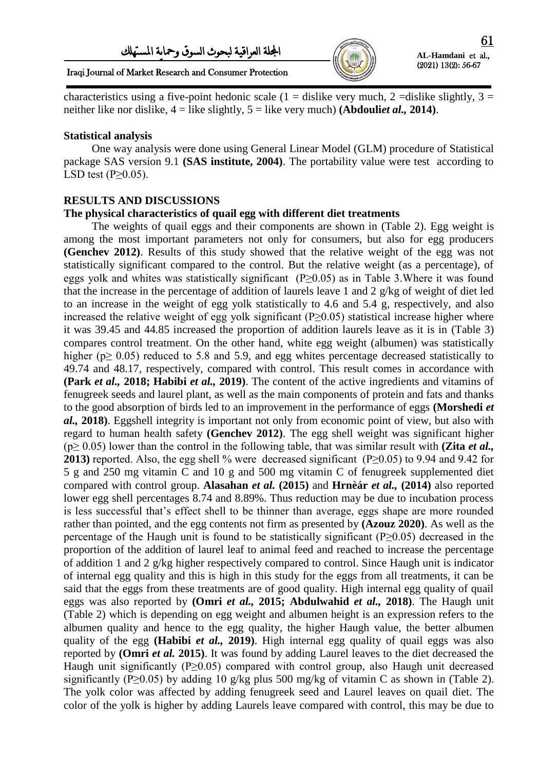characteristics using a five-point hedonic scale (1 = dislike very much, 2 =dislike slightly, 3 = neither like nor dislike, 4 = like slightly, 5 = like very much) **(Abdouli*et al.,* 2014)**.

**Statistical analysis**

One way analysis were done using General Linear Model (GLM) procedure of Statistical package SAS version 9.1 **(SAS institute, 2004)**. The portability value were test according to LSD test ($P \geq 0.05$).

**RESULTS AND DISCUSSIONS**

**The physical characteristics of quail egg with different diet treatments**

The weights of quail eggs and their components are shown in (Table 2). Egg weight is among the most important parameters not only for consumers, but also for egg producers **(Genchev 2012)**. Results of this study showed that the relative weight of the egg was not statistically significant compared to the control. But the relative weight (as a percentage), of eggs yolk and whites was statistically significant ($P \geq 0.05$) as in Table 3.Where it was found that the increase in the percentage of addition of laurels leave 1 and 2 g/kg of weight of diet led to an increase in the weight of egg yolk statistically to 4.6 and 5.4 g, respectively, and also increased the relative weight of egg yolk significant ($P \geq 0.05$) statistical increase higher where it was 39.45 and 44.85 increased the proportion of addition laurels leave as it is in (Table 3) compares control treatment. On the other hand, white egg weight (albumen) was statistically higher ($p \geq 0.05$) reduced to 5.8 and 5.9, and egg whites percentage decreased statistically to 49.74 and 48.17, respectively, compared with control. This result comes in accordance with **(Park *et al.,* 2018; Habibi *et al.,* 2019)**. The content of the active ingredients and vitamins of fenugreek seeds and laurel plant, as well as the main components of protein and fats and thanks to the good absorption of birds led to an improvement in the performance of eggs **(Morshedi *et al.,* 2018)**. Eggshell integrity is important not only from economic point of view, but also with regard to human health safety **(Genchev 2012)**. The egg shell weight was significant higher ($p \geq 0.05$) lower than the control in the following table, that was similar result with **(Zita *et al.,* 2013)** reported. Also, the egg shell % were decreased significant ($P \geq 0.05$) to 9.94 and 9.42 for 5 g and 250 mg vitamin C and 10 g and 500 mg vitamin C of fenugreek supplemented diet compared with control group. **Alasahan *et al.* (2015)** and **Hrnèár *et al.,* (2014)** also reported lower egg shell percentages 8.74 and 8.89%. Thus reduction may be due to incubation process is less successful that's effect shell to be thinner than average, eggs shape are more rounded rather than pointed, and the egg contents not firm as presented by **(Azouz 2020)**. As well as the percentage of the Haugh unit is found to be statistically significant ($P \geq 0.05$) decreased in the proportion of the addition of laurel leaf to animal feed and reached to increase the percentage of addition 1 and 2 g/kg higher respectively compared to control. Since Haugh unit is indicator of internal egg quality and this is high in this study for the eggs from all treatments, it can be said that the eggs from these treatments are of good quality. High internal egg quality of quail eggs was also reported by **(Omri *et al.,* 2015; Abdulwahid *et al.,* 2018)**. The Haugh unit (Table 2) which is depending on egg weight and albumen height is an expression refers to the albumen quality and hence to the egg quality, the higher Haugh value, the better albumen quality of the egg **(Habibi *et al.,* 2019)**. High internal egg quality of quail eggs was also reported by **(Omri *et al.* 2015)**. It was found by adding Laurel leaves to the diet decreased the Haugh unit significantly ($P \geq 0.05$) compared with control group, also Haugh unit decreased significantly ($P \geq 0.05$) by adding 10 g/kg plus 500 mg/kg of vitamin C as shown in (Table 2). The yolk color was affected by adding fenugreek seed and Laurel leaves on quail diet. The color of the yolk is higher by adding Laurels leave compared with control, this may be due to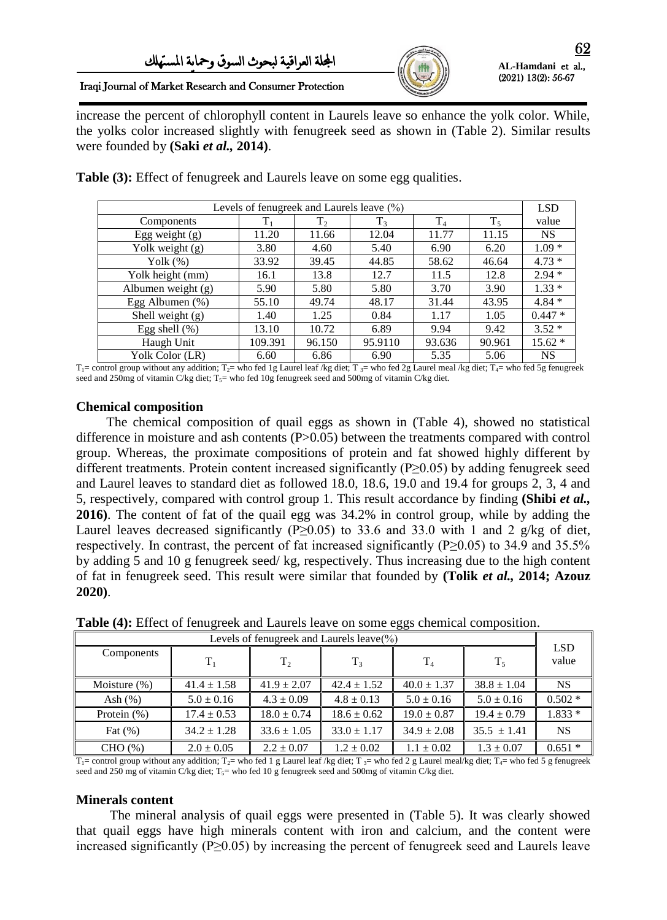increase the percent of chlorophyll content in Laurels leave so enhance the yolk color. While, the yolks color increased slightly with fenugreek seed as shown in (Table 2). Similar results were founded by **(Saki *et al.,* 2014)**.

**Table (3):** Effect of fenugreek and Laurels leave on some egg qualities.

| Levels of fenugreek and Laurels leave (%) | | | | | | LSD |
|---|---|---|---|---|---|---|
| Components | $T_1$ | $T_2$ | $T_3$ | $T_4$ | $T_5$ | value |
| Egg weight (g) | 11.20 | 11.66 | 12.04 | 11.77 | 11.15 | NS |
| Yolk weight (g) | 3.80 | 4.60 | 5.40 | 6.90 | 6.20 | 1.09 * |
| Yolk (%) | 33.92 | 39.45 | 44.85 | 58.62 | 46.64 | 4.73 * |
| Yolk height (mm) | 16.1 | 13.8 | 12.7 | 11.5 | 12.8 | 2.94 * |
| Albumen weight (g) | 5.90 | 5.80 | 5.80 | 3.70 | 3.90 | 1.33 * |
| Egg Albumen (%) | 55.10 | 49.74 | 48.17 | 31.44 | 43.95 | 4.84 * |
| Shell weight (g) | 1.40 | 1.25 | 0.84 | 1.17 | 1.05 | 0.447 * |
| Egg shell (%) | 13.10 | 10.72 | 6.89 | 9.94 | 9.42 | 3.52 * |
| Haugh Unit | 109.391 | 96.150 | 95.9110 | 93.636 | 90.961 | 15.62 * |
| Yolk Color (LR) | 6.60 | 6.86 | 6.90 | 5.35 | 5.06 | NS |

$T_1$= control group without any addition; $T_2$= who fed 1g Laurel leaf /kg diet; $T_3$= who fed 2g Laurel meal /kg diet; $T_4$= who fed 5g fenugreek seed and 250mg of vitamin C/kg diet; $T_5$= who fed 10g fenugreek seed and 500mg of vitamin C/kg diet.

### Chemical composition

The chemical composition of quail eggs as shown in (Table 4), showed no statistical difference in moisture and ash contents ($P>0.05$) between the treatments compared with control group. Whereas, the proximate compositions of protein and fat showed highly different by different treatments. Protein content increased significantly ($P\geq0.05$) by adding fenugreek seed and Laurel leaves to standard diet as followed 18.0, 18.6, 19.0 and 19.4 for groups 2, 3, 4 and 5, respectively, compared with control group 1. This result accordance by finding **(Shibi *et al.,* 2016)**. The content of fat of the quail egg was 34.2% in control group, while by adding the Laurel leaves decreased significantly ($P\geq0.05$) to 33.6 and 33.0 with 1 and 2 g/kg of diet, respectively. In contrast, the percent of fat increased significantly ($P\geq0.05$) to 34.9 and 35.5% by adding 5 and 10 g fenugreek seed/ kg, respectively. Thus increasing due to the high content of fat in fenugreek seed. This result were similar that founded by **(Tolik *et al.,* 2014; Azouz 2020)**.

**Table (4):** Effect of fenugreek and Laurels leave on some eggs chemical composition.

| Levels of fenugreek and Laurels leave(%) | | | | | | LSD value |
|---|---|---|---|---|---|---|
| Components | $T_1$ | $T_2$ | $T_3$ | $T_4$ | $T_5$ | |
| Moisture (%) | 41.4 ± 1.58 | 41.9 ± 2.07 | 42.4 ± 1.52 | 40.0 ± 1.37 | 38.8 ± 1.04 | NS |
| Ash (%) | 5.0 ± 0.16 | 4.3 ± 0.09 | 4.8 ± 0.13 | 5.0 ± 0.16 | 5.0 ± 0.16 | 0.502 * |
| Protein (%) | 17.4 ± 0.53 | 18.0 ± 0.74 | 18.6 ± 0.62 | 19.0 ± 0.87 | 19.4 ± 0.79 | 1.833 * |
| Fat (%) | 34.2 ± 1.28 | 33.6 ± 1.05 | 33.0 ± 1.17 | 34.9 ± 2.08 | 35.5 ± 1.41 | NS |
| CHO (%) | 2.0 ± 0.05 | 2.2 ± 0.07 | 1.2 ± 0.02 | 1.1 ± 0.02 | 1.3 ± 0.07 | 0.651 * |

$T_1$= control group without any addition; $T_2$= who fed 1 g Laurel leaf /kg diet; $T_3$= who fed 2 g Laurel meal/kg diet; $T_4$= who fed 5 g fenugreek seed and 250 mg of vitamin C/kg diet; $T_5$= who fed 10 g fenugreek seed and 500mg of vitamin C/kg diet.

### Minerals content

The mineral analysis of quail eggs were presented in (Table 5). It was clearly showed that quail eggs have high minerals content with iron and calcium, and the content were increased significantly ($P\geq0.05$) by increasing the percent of fenugreek seed and Laurels leave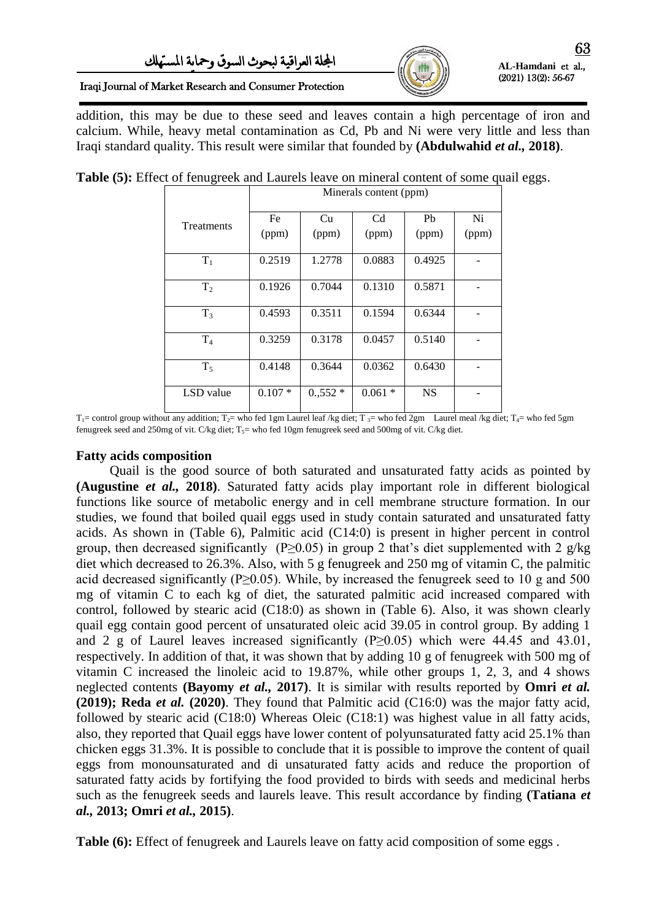addition, this may be due to these seed and leaves contain a high percentage of iron and calcium. While, heavy metal contamination as Cd, Pb and Ni were very little and less than Iraqi standard quality. This result were similar that founded by **(Abdulwahid *et al.*, 2018)**.

**Table (5):** Effect of fenugreek and Laurels leave on mineral content of some quail eggs.

| Treatments | Minerals content (ppm) | | | | |
|---|---|---|---|---|---|
| | Fe (ppm) | Cu (ppm) | Cd (ppm) | Pb (ppm) | Ni (ppm) |
| $T_1$ | 0.2519 | 1.2778 | 0.0883 | 0.4925 | - |
| $T_2$ | 0.1926 | 0.7044 | 0.1310 | 0.5871 | - |
| $T_3$ | 0.4593 | 0.3511 | 0.1594 | 0.6344 | - |
| $T_4$ | 0.3259 | 0.3178 | 0.0457 | 0.5140 | - |
| $T_5$ | 0.4148 | 0.3644 | 0.0362 | 0.6430 | - |
| LSD value | 0.107 * | 0.,552 * | 0.061 * | NS | - |

$T_1$= control group without any addition; $T_2$= who fed 1gm Laurel leaf /kg diet; $T_3$= who fed 2gm Laurel meal /kg diet; $T_4$= who fed 5gm fenugreek seed and 250mg of vit. C/kg diet; $T_5$= who fed 10gm fenugreek seed and 500mg of vit. C/kg diet.

**Fatty acids composition**

Quail is the good source of both saturated and unsaturated fatty acids as pointed by **(Augustine *et al.*, 2018)**. Saturated fatty acids play important role in different biological functions like source of metabolic energy and in cell membrane structure formation. In our studies, we found that boiled quail eggs used in study contain saturated and unsaturated fatty acids. As shown in (Table 6), Palmitic acid (C14:0) is present in higher percent in control group, then decreased significantly ($P \geq 0.05$) in group 2 that's diet supplemented with 2 g/kg diet which decreased to 26.3%. Also, with 5 g fenugreek and 250 mg of vitamin C, the palmitic acid decreased significantly ($P \geq 0.05$). While, by increased the fenugreek seed to 10 g and 500 mg of vitamin C to each kg of diet, the saturated palmitic acid increased compared with control, followed by stearic acid (C18:0) as shown in (Table 6). Also, it was shown clearly quail egg contain good percent of unsaturated oleic acid 39.05 in control group. By adding 1 and 2 g of Laurel leaves increased significantly ($P \geq 0.05$) which were 44.45 and 43.01, respectively. In addition of that, it was shown that by adding 10 g of fenugreek with 500 mg of vitamin C increased the linoleic acid to 19.87%, while other groups 1, 2, 3, and 4 shows neglected contents **(Bayomy *et al.*, 2017)**. It is similar with results reported by **Omri *et al.* (2019); Reda *et al.* (2020)**. They found that Palmitic acid (C16:0) was the major fatty acid, followed by stearic acid (C18:0) Whereas Oleic (C18:1) was highest value in all fatty acids, also, they reported that Quail eggs have lower content of polyunsaturated fatty acid 25.1% than chicken eggs 31.3%. It is possible to conclude that it is possible to improve the content of quail eggs from monounsaturated and di unsaturated fatty acids and reduce the proportion of saturated fatty acids by fortifying the food provided to birds with seeds and medicinal herbs such as the fenugreek seeds and laurels leave. This result accordance by finding **(Tatiana *et al.*, 2013; Omri *et al.*, 2015)**.

**Table (6):** Effect of fenugreek and Laurels leave on fatty acid composition of some eggs .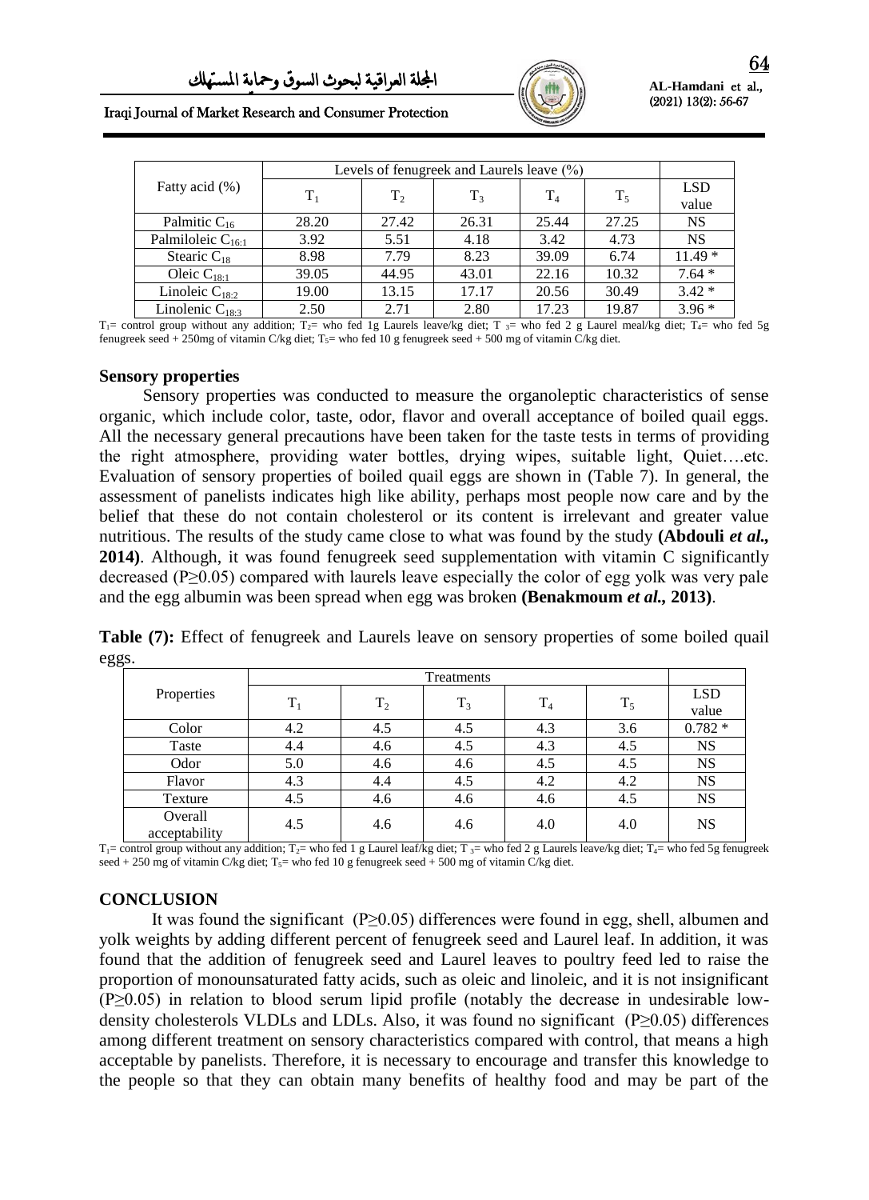| Fatty acid (%) | Levels of fenugreek and Laurels leave (%) | | | | | LSD value |
|---|---|---|---|---|---|---|
| | $T_1$ | $T_2$ | $T_3$ | $T_4$ | $T_5$ | |
| Palmitic $C_{16}$ | 28.20 | 27.42 | 26.31 | 25.44 | 27.25 | NS |
| Palmiloleic $C_{16:1}$ | 3.92 | 5.51 | 4.18 | 3.42 | 4.73 | NS |
| Stearic $C_{18}$ | 8.98 | 7.79 | 8.23 | 39.09 | 6.74 | 11.49 * |
| Oleic $C_{18:1}$ | 39.05 | 44.95 | 43.01 | 22.16 | 10.32 | 7.64 * |
| Linoleic $C_{18:2}$ | 19.00 | 13.15 | 17.17 | 20.56 | 30.49 | 3.42 * |
| Linolenic $C_{18:3}$ | 2.50 | 2.71 | 2.80 | 17.23 | 19.87 | 3.96 * |

$T_1$= control group without any addition; $T_2$= who fed 1g Laurels leave/kg diet; $T_3$= who fed 2 g Laurel meal/kg diet; $T_4$= who fed 5g fenugreek seed + 250mg of vitamin C/kg diet; $T_5$= who fed 10 g fenugreek seed + 500 mg of vitamin C/kg diet.

## Sensory properties

Sensory properties was conducted to measure the organoleptic characteristics of sense organic, which include color, taste, odor, flavor and overall acceptance of boiled quail eggs. All the necessary general precautions have been taken for the taste tests in terms of providing the right atmosphere, providing water bottles, drying wipes, suitable light, Quiet….etc. Evaluation of sensory properties of boiled quail eggs are shown in (Table 7). In general, the assessment of panelists indicates high like ability, perhaps most people now care and by the belief that these do not contain cholesterol or its content is irrelevant and greater value nutritious. The results of the study came close to what was found by the study **(Abdouli *et al.,* 2014)**. Although, it was found fenugreek seed supplementation with vitamin C significantly decreased ($P \geq 0.05$) compared with laurels leave especially the color of egg yolk was very pale and the egg albumin was been spread when egg was broken **(Benakmoum *et al.,* 2013)**.

**Table (7):** Effect of fenugreek and Laurels leave on sensory properties of some boiled quail eggs.

| Properties | Treatments | | | | | LSD value |
|---|---|---|---|---|---|---|
| | $T_1$ | $T_2$ | $T_3$ | $T_4$ | $T_5$ | |
| Color | 4.2 | 4.5 | 4.5 | 4.3 | 3.6 | 0.782 * |
| Taste | 4.4 | 4.6 | 4.5 | 4.3 | 4.5 | NS |
| Odor | 5.0 | 4.6 | 4.6 | 4.5 | 4.5 | NS |
| Flavor | 4.3 | 4.4 | 4.5 | 4.2 | 4.2 | NS |
| Texture | 4.5 | 4.6 | 4.6 | 4.6 | 4.5 | NS |
| Overall acceptability | 4.5 | 4.6 | 4.6 | 4.0 | 4.0 | NS |

$T_1$= control group without any addition; $T_2$= who fed 1 g Laurel leaf/kg diet; $T_3$= who fed 2 g Laurels leave/kg diet; $T_4$= who fed 5g fenugreek seed + 250 mg of vitamin C/kg diet; $T_5$= who fed 10 g fenugreek seed + 500 mg of vitamin C/kg diet.

## CONCLUSION

It was found the significant ($P \geq 0.05$) differences were found in egg, shell, albumen and yolk weights by adding different percent of fenugreek seed and Laurel leaf. In addition, it was found that the addition of fenugreek seed and Laurel leaves to poultry feed led to raise the proportion of monounsaturated fatty acids, such as oleic and linoleic, and it is not insignificant ($P \geq 0.05$) in relation to blood serum lipid profile (notably the decrease in undesirable low-density cholesterols VLDLs and LDLs. Also, it was found no significant ($P \geq 0.05$) differences among different treatment on sensory characteristics compared with control, that means a high acceptable by panelists. Therefore, it is necessary to encourage and transfer this knowledge to the people so that they can obtain many benefits of healthy food and may be part of the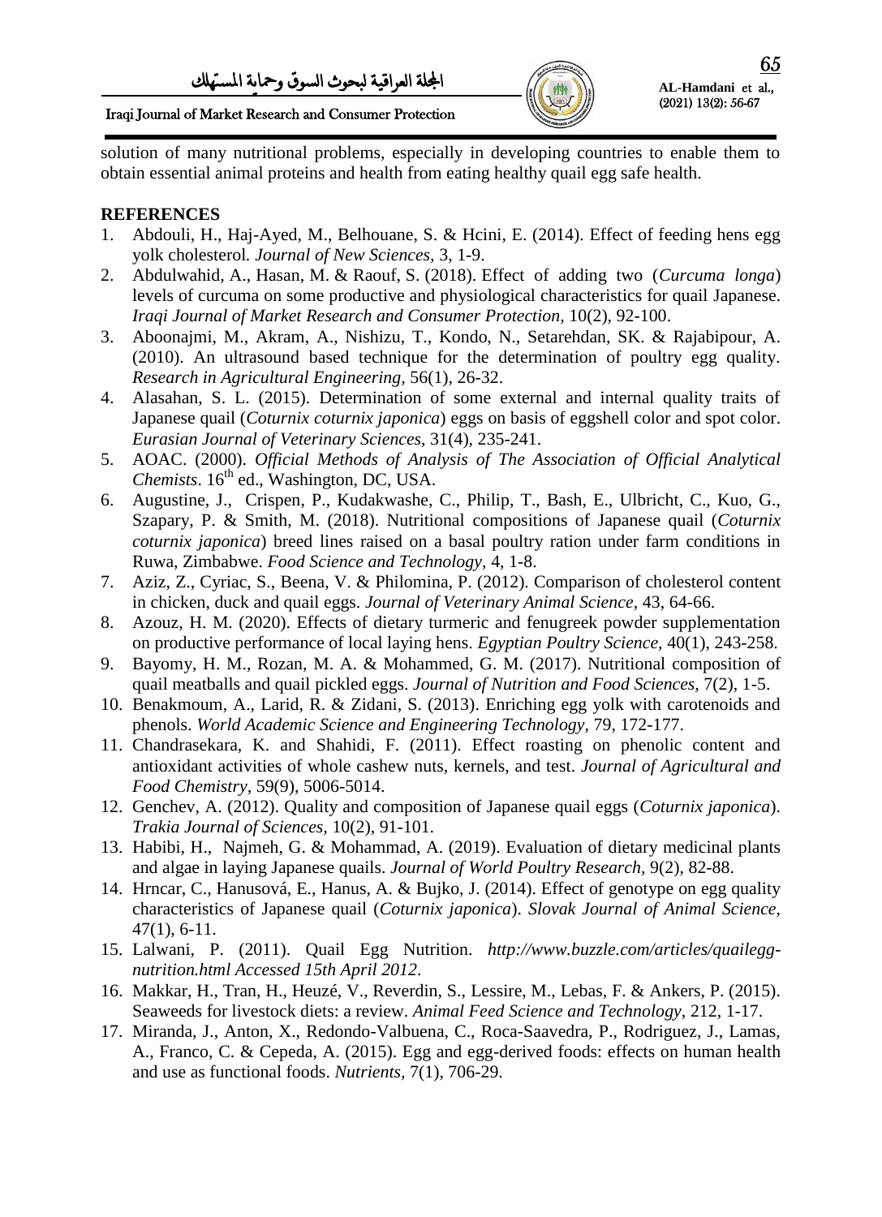solution of many nutritional problems, especially in developing countries to enable them to obtain essential animal proteins and health from eating healthy quail egg safe health.

## REFERENCES

1. Abdouli, H., Haj-Ayed, M., Belhouane, S. & Hcini, E. (2014). Effect of feeding hens egg yolk cholesterol. *Journal of New Sciences,* 3, 1-9.
2. Abdulwahid, A., Hasan, M. & Raouf, S. (2018). Effect of adding two (*Curcuma longa*) levels of curcuma on some productive and physiological characteristics for quail Japanese. *Iraqi Journal of Market Research and Consumer Protection,* 10(2), 92-100.
3. Aboonajmi, M., Akram, A., Nishizu, T., Kondo, N., Setarehdan, SK. & Rajabipour, A. (2010). An ultrasound based technique for the determination of poultry egg quality. *Research in Agricultural Engineering,* 56(1), 26-32.
4. Alasahan, S. L. (2015). Determination of some external and internal quality traits of Japanese quail (*Coturnix coturnix japonica*) eggs on basis of eggshell color and spot color. *Eurasian Journal of Veterinary Sciences,* 31(4), 235-241.
5. AOAC. (2000). *Official Methods of Analysis of The Association of Official Analytical Chemists*. 16th ed., Washington, DC, USA.
6. Augustine, J., Crispen, P., Kudakwashe, C., Philip, T., Bash, E., Ulbricht, C., Kuo, G., Szapary, P. & Smith, M. (2018). Nutritional compositions of Japanese quail (*Coturnix coturnix japonica*) breed lines raised on a basal poultry ration under farm conditions in Ruwa, Zimbabwe. *Food Science and Technology,* 4, 1-8.
7. Aziz, Z., Cyriac, S., Beena, V. & Philomina, P. (2012). Comparison of cholesterol content in chicken, duck and quail eggs. *Journal of Veterinary Animal Science,* 43, 64-66.
8. Azouz, H. M. (2020). Effects of dietary turmeric and fenugreek powder supplementation on productive performance of local laying hens. *Egyptian Poultry Science,* 40(1), 243-258.
9. Bayomy, H. M., Rozan, M. A. & Mohammed, G. M. (2017). Nutritional composition of quail meatballs and quail pickled eggs. *Journal of Nutrition and Food Sciences*, 7(2), 1-5.
10. Benakmoum, A., Larid, R. & Zidani, S. (2013). Enriching egg yolk with carotenoids and phenols. *World Academic Science and Engineering Technology,* 79, 172-177.
11. Chandrasekara, K. and Shahidi, F. (2011). Effect roasting on phenolic content and antioxidant activities of whole cashew nuts, kernels, and test. *Journal of Agricultural and Food Chemistry,* 59(9), 5006-5014.
12. Genchev, A. (2012). Quality and composition of Japanese quail eggs (*Coturnix japonica*). *Trakia Journal of Sciences,* 10(2), 91-101.
13. Habibi, H., Najmeh, G. & Mohammad, A. (2019). Evaluation of dietary medicinal plants and algae in laying Japanese quails. *Journal of World Poultry Research,* 9(2), 82-88.
14. Hrncar, C., Hanusová, E., Hanus, A. & Bujko, J. (2014). Effect of genotype on egg quality characteristics of Japanese quail (*Coturnix japonica*). *Slovak Journal of Animal Science,* 47(1), 6-11.
15. Lalwani, P. (2011). Quail Egg Nutrition. *http://www.buzzle.com/articles/quailegg-nutrition.html Accessed 15th April 2012*.
16. Makkar, H., Tran, H., Heuzé, V., Reverdin, S., Lessire, M., Lebas, F. & Ankers, P. (2015). Seaweeds for livestock diets: a review. *Animal Feed Science and Technology,* 212, 1-17.
17. Miranda, J., Anton, X., Redondo-Valbuena, C., Roca-Saavedra, P., Rodriguez, J., Lamas, A., Franco, C. & Cepeda, A. (2015). Egg and egg-derived foods: effects on human health and use as functional foods. *Nutrients,* 7(1), 706-29.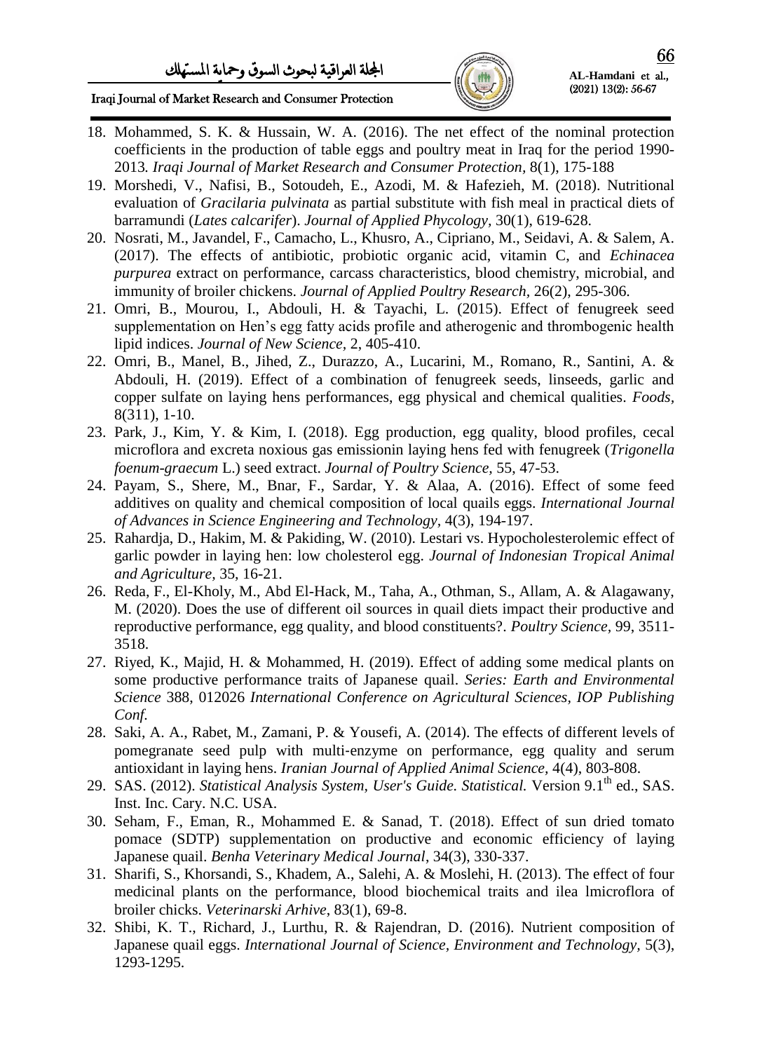18. Mohammed, S. K. & Hussain, W. A. (2016). The net effect of the nominal protection coefficients in the production of table eggs and poultry meat in Iraq for the period 1990-2013. *Iraqi Journal of Market Research and Consumer Protection,* 8(1), 175-188
19. Morshedi, V., Nafisi, B., Sotoudeh, E., Azodi, M. & Hafezieh, M. (2018). Nutritional evaluation of *Gracilaria pulvinata* as partial substitute with fish meal in practical diets of barramundi (*Lates calcarifer*). *Journal of Applied Phycology,* 30(1), 619-628.
20. Nosrati, M., Javandel, F., Camacho, L., Khusro, A., Cipriano, M., Seidavi, A. & Salem, A. (2017). The effects of antibiotic, probiotic organic acid, vitamin C, and *Echinacea purpurea* extract on performance, carcass characteristics, blood chemistry, microbial, and immunity of broiler chickens. *Journal of Applied Poultry Research*, 26(2), 295-306.
21. Omri, B., Mourou, I., Abdouli, H. & Tayachi, L. (2015). Effect of fenugreek seed supplementation on Hen's egg fatty acids profile and atherogenic and thrombogenic health lipid indices. *Journal of New Science*, 2, 405-410.
22. Omri, B., Manel, B., Jihed, Z., Durazzo, A., Lucarini, M., Romano, R., Santini, A. & Abdouli, H. (2019). Effect of a combination of fenugreek seeds, linseeds, garlic and copper sulfate on laying hens performances, egg physical and chemical qualities. *Foods*, 8(311), 1-10.
23. Park, J., Kim, Y. & Kim, I. (2018). Egg production, egg quality, blood profiles, cecal microflora and excreta noxious gas emissionin laying hens fed with fenugreek (*Trigonella foenum-graecum* L.) seed extract. *Journal of Poultry Science*, 55, 47-53.
24. Payam, S., Shere, M., Bnar, F., Sardar, Y. & Alaa, A. (2016). Effect of some feed additives on quality and chemical composition of local quails eggs. *International Journal of Advances in Science Engineering and Technology*, 4(3), 194-197.
25. Rahardja, D., Hakim, M. & Pakiding, W. (2010). Lestari vs. Hypocholesterolemic effect of garlic powder in laying hen: low cholesterol egg. *Journal of Indonesian Tropical Animal and Agriculture*, 35, 16-21.
26. Reda, F., El-Kholy, M., Abd El-Hack, M., Taha, A., Othman, S., Allam, A. & Alagawany, M. (2020). Does the use of different oil sources in quail diets impact their productive and reproductive performance, egg quality, and blood constituents?. *Poultry Science,* 99, 3511-3518.
27. Riyed, K., Majid, H. & Mohammed, H. (2019). Effect of adding some medical plants on some productive performance traits of Japanese quail. *Series: Earth and Environmental Science* 388, 012026 *International Conference on Agricultural Sciences, IOP Publishing Conf.*
28. Saki, A. A., Rabet, M., Zamani, P. & Yousefi, A. (2014). The effects of different levels of pomegranate seed pulp with multi-enzyme on performance, egg quality and serum antioxidant in laying hens. *Iranian Journal of Applied Animal Science,* 4(4), 803-808.
29. SAS. (2012). *Statistical Analysis System, User's Guide. Statistical.* Version 9.1$^{th}$ ed., SAS. Inst. Inc. Cary. N.C. USA.
30. Seham, F., Eman, R., Mohammed E. & Sanad, T. (2018). Effect of sun dried tomato pomace (SDTP) supplementation on productive and economic efficiency of laying Japanese quail. *Benha Veterinary Medical Journal*, 34(3), 330-337.
31. Sharifi, S., Khorsandi, S., Khadem, A., Salehi, A. & Moslehi, H. (2013). The effect of four medicinal plants on the performance, blood biochemical traits and ilea lmicroflora of broiler chicks. *Veterinarski Arhive*, 83(1), 69-8.
32. Shibi, K. T., Richard, J., Lurthu, R. & Rajendran, D. (2016). Nutrient composition of Japanese quail eggs. *International Journal of Science, Environment and Technology,* 5(3), 1293-1295.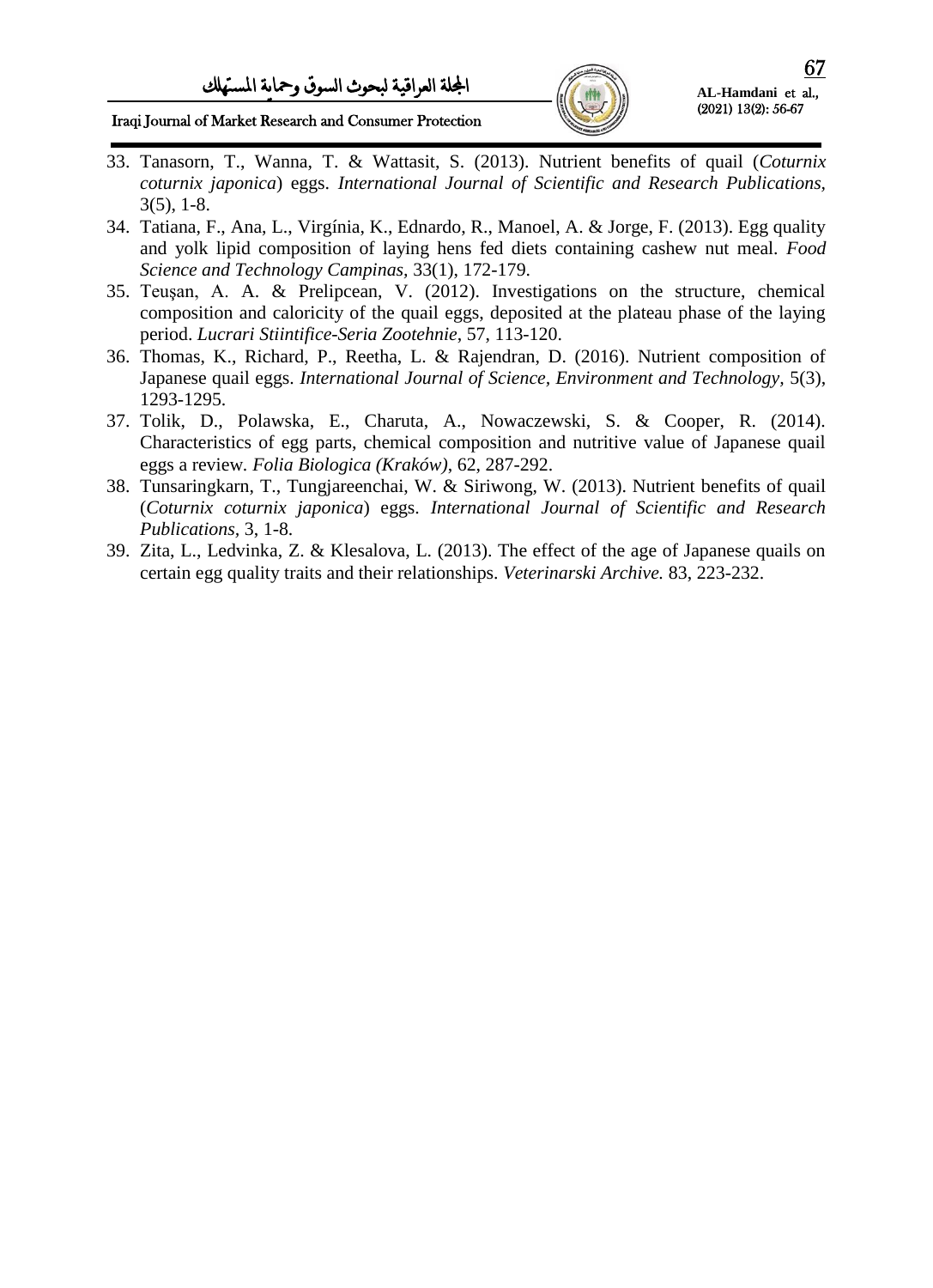33. Tanasorn, T., Wanna, T. & Wattasit, S. (2013). Nutrient benefits of quail (*Coturnix coturnix japonica*) eggs. *International Journal of Scientific and Research Publications*, 3(5), 1-8.
34. Tatiana, F., Ana, L., Virgínia, K., Ednardo, R., Manoel, A. & Jorge, F. (2013). Egg quality and yolk lipid composition of laying hens fed diets containing cashew nut meal. *Food Science and Technology Campinas*, 33(1), 172-179.
35. Teuşan, A. A. & Prelipcean, V. (2012). Investigations on the structure, chemical composition and caloricity of the quail eggs, deposited at the plateau phase of the laying period. *Lucrari Stiintifice-Seria Zootehnie*, 57, 113-120.
36. Thomas, K., Richard, P., Reetha, L. & Rajendran, D. (2016). Nutrient composition of Japanese quail eggs. *International Journal of Science, Environment and Technology*, 5(3), 1293-1295.
37. Tolik, D., Polawska, E., Charuta, A., Nowaczewski, S. & Cooper, R. (2014). Characteristics of egg parts, chemical composition and nutritive value of Japanese quail eggs a review. *Folia Biologica (Kraków)*, 62, 287-292.
38. Tunsaringkarn, T., Tungjareenchai, W. & Siriwong, W. (2013). Nutrient benefits of quail (*Coturnix coturnix japonica*) eggs. *International Journal of Scientific and Research Publications*, 3, 1-8.
39. Zita, L., Ledvinka, Z. & Klesalova, L. (2013). The effect of the age of Japanese quails on certain egg quality traits and their relationships. *Veterinarski Archive.* 83, 223-232.